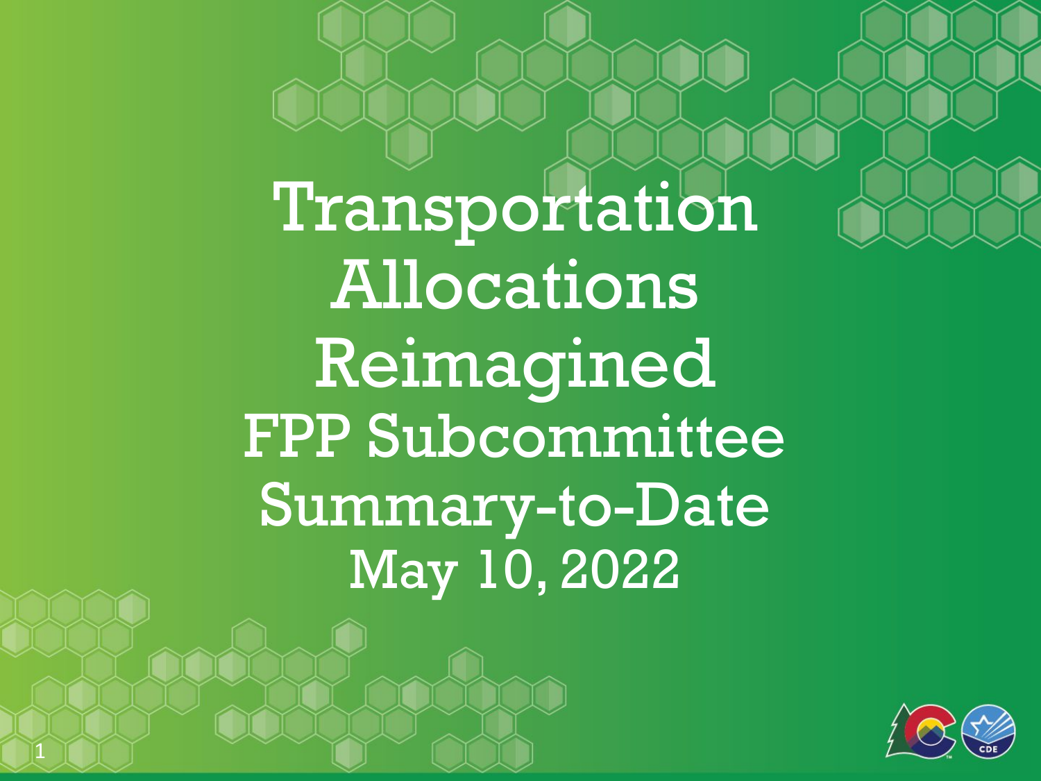# Transportation Allocations Reimagined

## FPP Subcommittee Summary-to-Date

May 10, 2022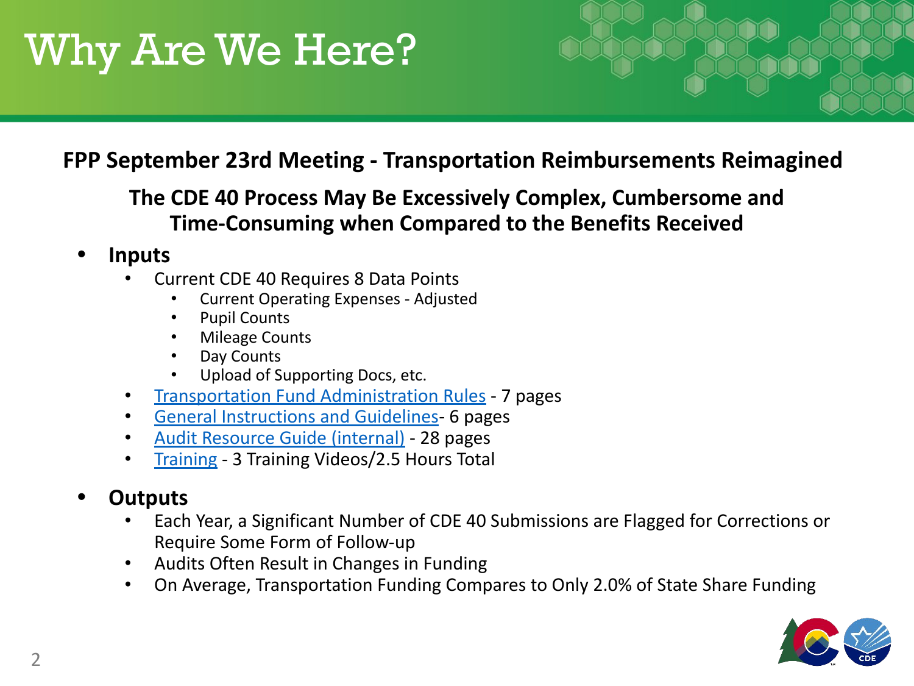# Why Are We Here?

**FPP September 23rd Meeting - Transportation Reimbursements Reimagined**

**The CDE 40 Process May Be Excessively Complex, Cumbersome and Time-Consuming when Compared to the Benefits Received**

- **Inputs**
  - Current CDE 40 Requires 8 Data Points
    - Current Operating Expenses - Adjusted
    - Pupil Counts
    - Mileage Counts
    - Day Counts
    - Upload of Supporting Docs, etc.
  - Transportation Fund Administration Rules - 7 pages
  - General Instructions and Guidelines- 6 pages
  - Audit Resource Guide (internal) - 28 pages
  - Training - 3 Training Videos/2.5 Hours Total

- **Outputs**
  - Each Year, a Significant Number of CDE 40 Submissions are Flagged for Corrections or Require Some Form of Follow-up
  - Audits Often Result in Changes in Funding
  - On Average, Transportation Funding Compares to Only 2.0% of State Share Funding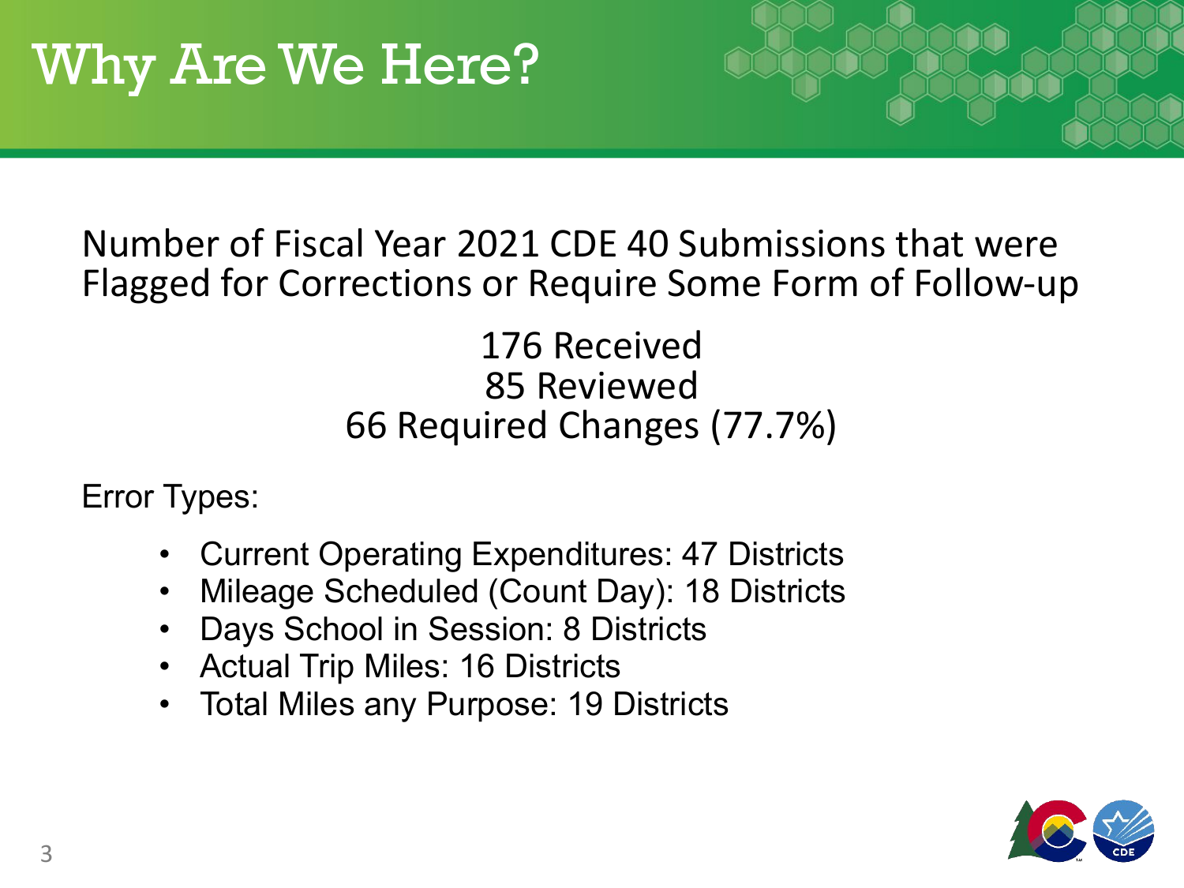# Why Are We Here?

Number of Fiscal Year 2021 CDE 40 Submissions that were Flagged for Corrections or Require Some Form of Follow-up

176 Received
85 Reviewed
66 Required Changes (77.7%)

Error Types:

- Current Operating Expenditures: 47 Districts
- Mileage Scheduled (Count Day): 18 Districts
- Days School in Session: 8 Districts
- Actual Trip Miles: 16 Districts
- Total Miles any Purpose: 19 Districts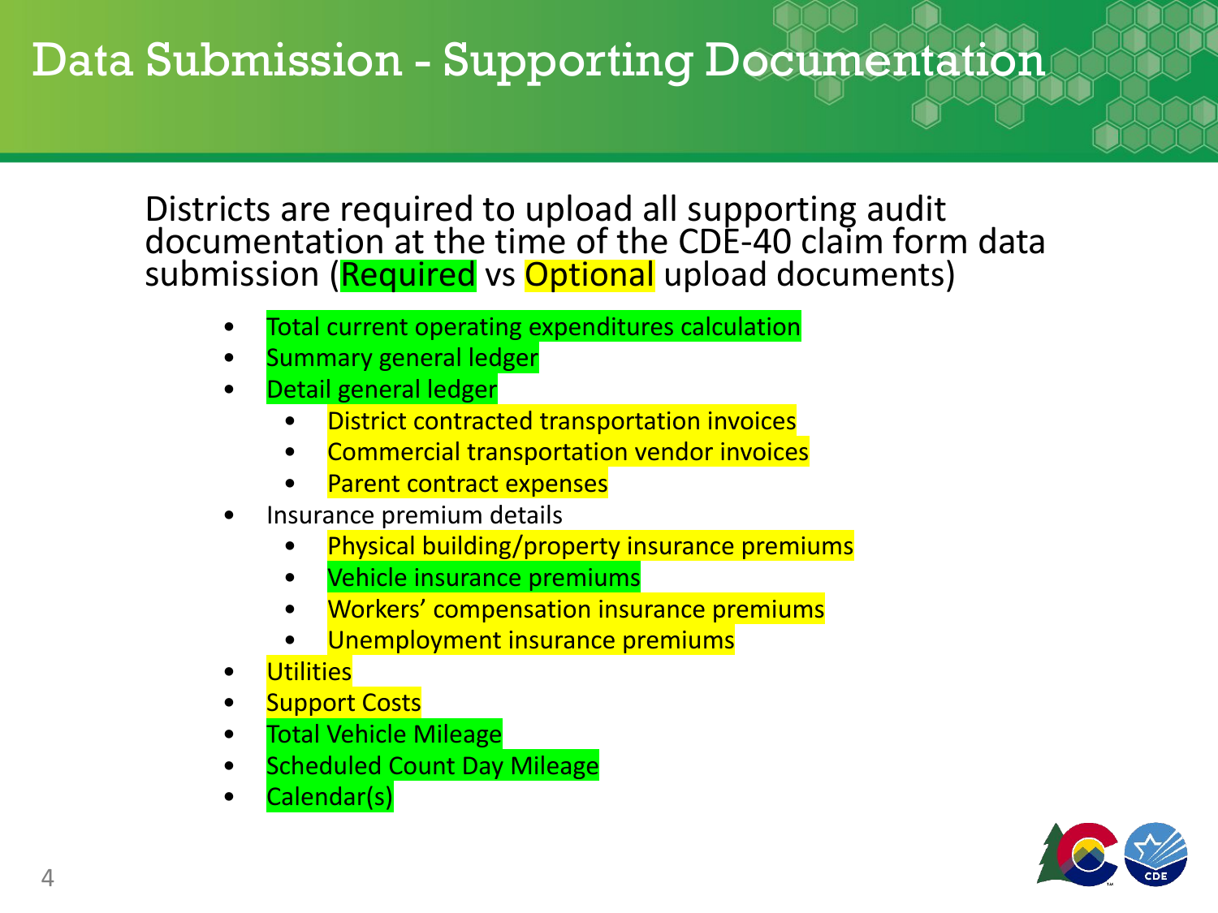# Data Submission - Supporting Documentation

Districts are required to upload all supporting audit documentation at the time of the CDE-40 claim form data submission (Required vs Optional upload documents)

- Total current operating expenditures calculation
- Summary general ledger
- Detail general ledger
  - District contracted transportation invoices
  - Commercial transportation vendor invoices
  - Parent contract expenses
- Insurance premium details
  - Physical building/property insurance premiums
  - Vehicle insurance premiums
  - Workers' compensation insurance premiums
  - Unemployment insurance premiums
- Utilities
- Support Costs
- Total Vehicle Mileage
- Scheduled Count Day Mileage
- Calendar(s)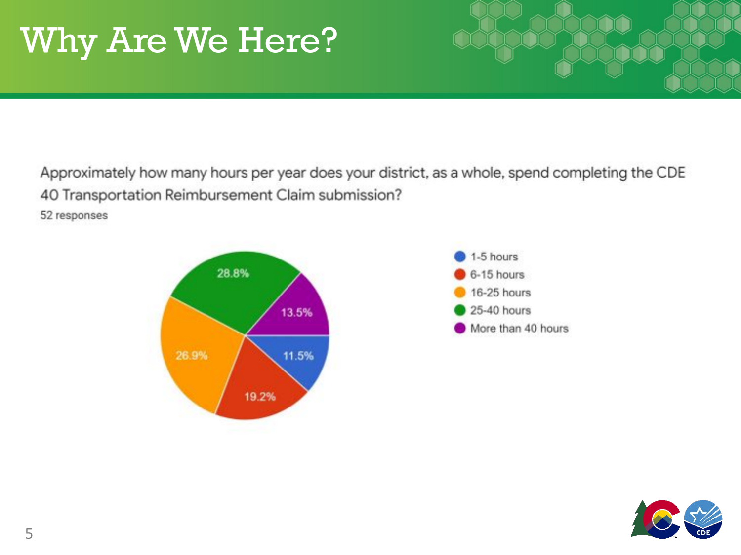# Why Are We Here?

Approximately how many hours per year does your district, as a whole, spend completing the CDE 40 Transportation Reimbursement Claim submission?

52 responses

| Response | Percentage |
|---|---|
| 1-5 hours | 11.5% |
| 6-15 hours | 19.2% |
| 16-25 hours | 26.9% |
| 25-40 hours | 28.8% |
| More than 40 hours | 13.5% |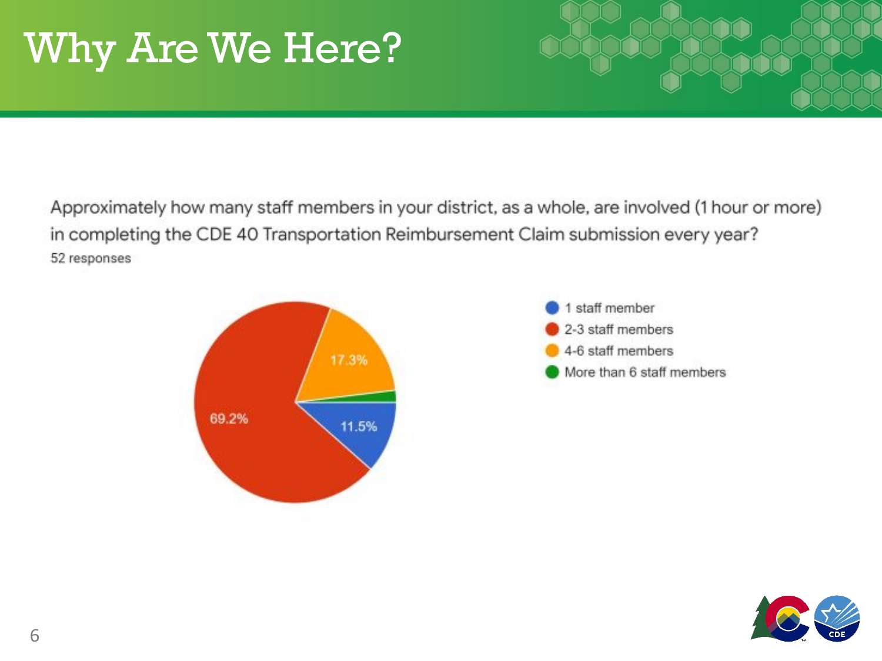# Why Are We Here?

Approximately how many staff members in your district, as a whole, are involved (1 hour or more) in completing the CDE 40 Transportation Reimbursement Claim submission every year?

52 responses

| Response | Percentage |
| --- | --- |
| 1 staff member | 11.5% |
| 2-3 staff members | 69.2% |
| 4-6 staff members | 17.3% |
| More than 6 staff members | |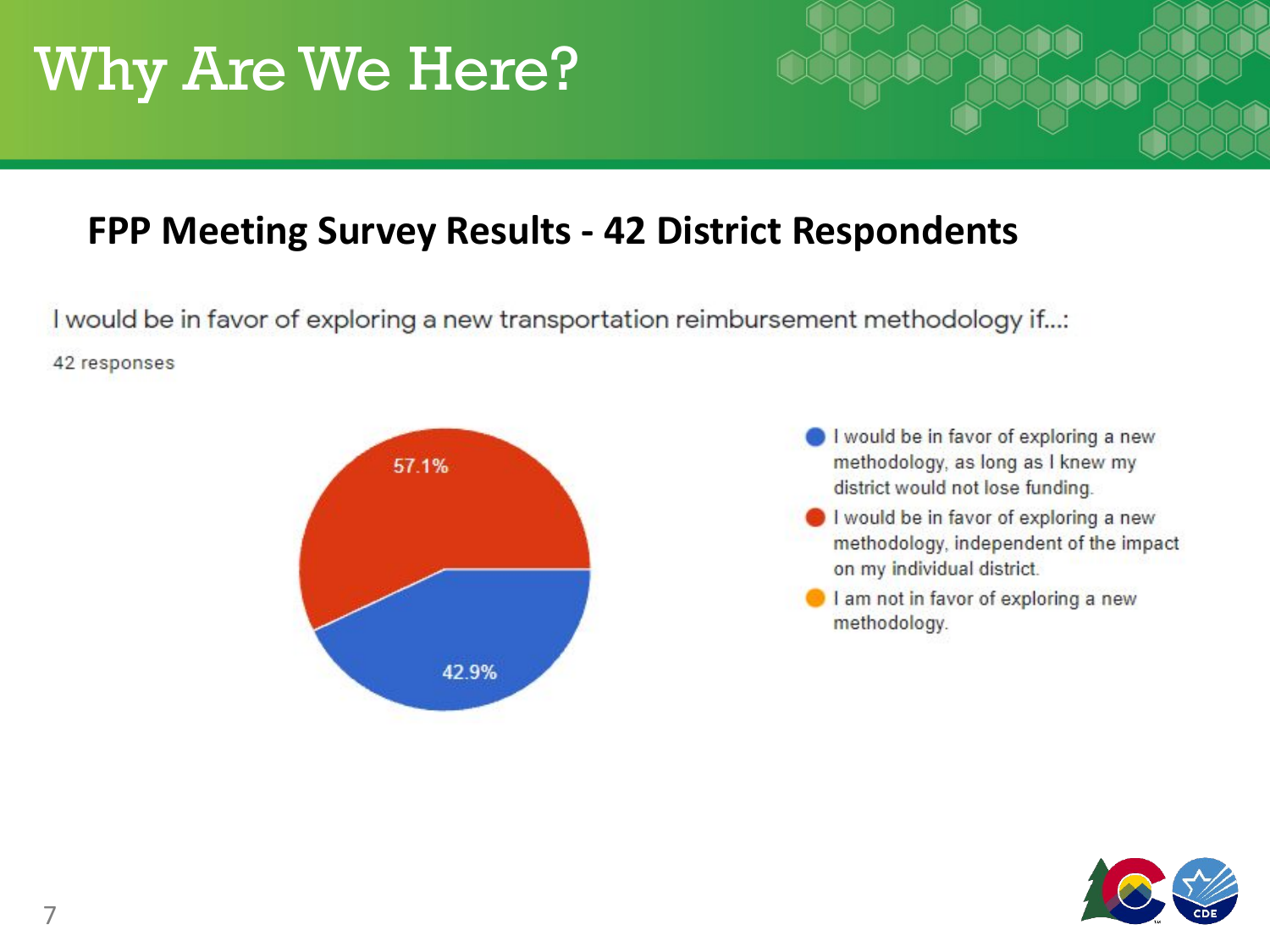# Why Are We Here?

## FPP Meeting Survey Results - 42 District Respondents

I would be in favor of exploring a new transportation reimbursement methodology if...:

42 responses

| Response | Percentage |
|---|---|
| I would be in favor of exploring a new methodology, as long as I knew my district would not lose funding. | 42.9% |
| I would be in favor of exploring a new methodology, independent of the impact on my individual district. | 57.1% |
| I am not in favor of exploring a new methodology. | |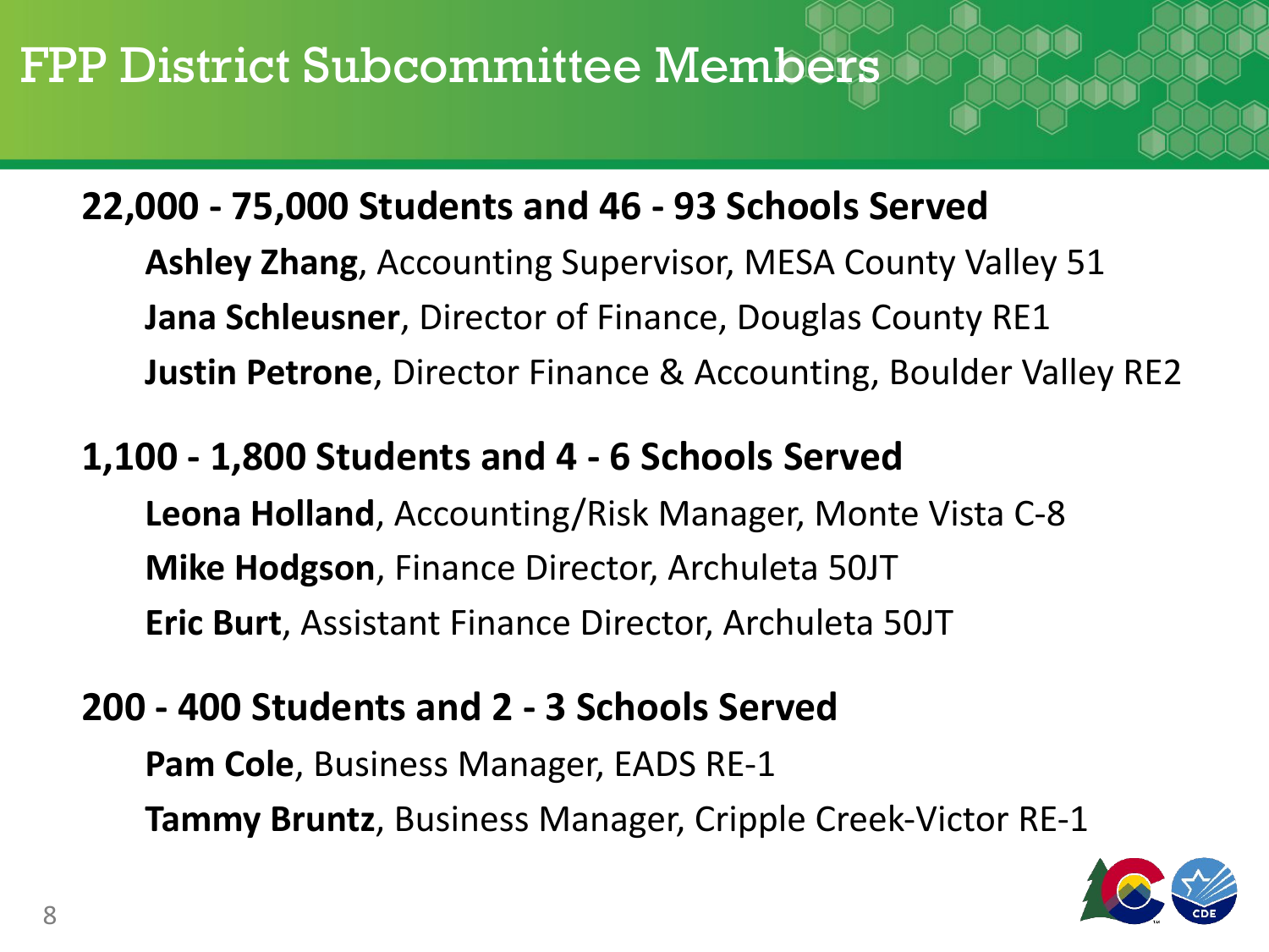# FPP District Subcommittee Members

## 22,000 - 75,000 Students and 46 - 93 Schools Served

- **Ashley Zhang**, Accounting Supervisor, MESA County Valley 51
- **Jana Schleusner**, Director of Finance, Douglas County RE1
- **Justin Petrone**, Director Finance & Accounting, Boulder Valley RE2

## 1,100 - 1,800 Students and 4 - 6 Schools Served

- **Leona Holland**, Accounting/Risk Manager, Monte Vista C-8
- **Mike Hodgson**, Finance Director, Archuleta 50JT
- **Eric Burt**, Assistant Finance Director, Archuleta 50JT

## 200 - 400 Students and 2 - 3 Schools Served

- **Pam Cole**, Business Manager, EADS RE-1
- **Tammy Bruntz**, Business Manager, Cripple Creek-Victor RE-1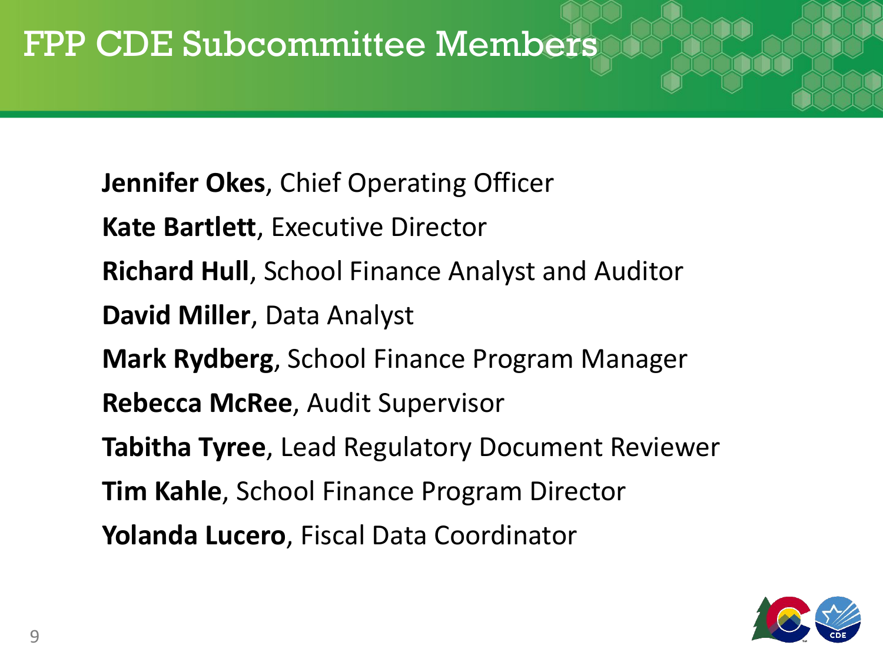# FPP CDE Subcommittee Members

**Jennifer Okes**, Chief Operating Officer

**Kate Bartlett**, Executive Director

**Richard Hull**, School Finance Analyst and Auditor

**David Miller**, Data Analyst

**Mark Rydberg**, School Finance Program Manager

**Rebecca McRee**, Audit Supervisor

**Tabitha Tyree**, Lead Regulatory Document Reviewer

**Tim Kahle**, School Finance Program Director

**Yolanda Lucero**, Fiscal Data Coordinator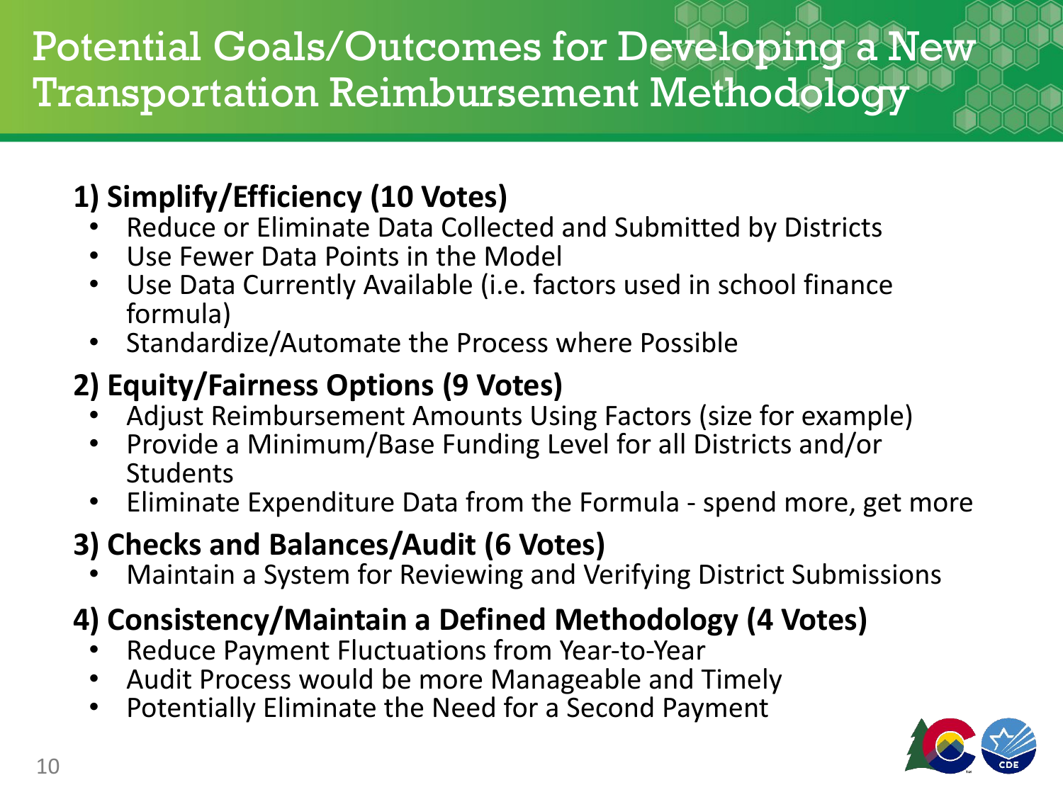# Potential Goals/Outcomes for Developing a New Transportation Reimbursement Methodology

**1) Simplify/Efficiency (10 Votes)**

- Reduce or Eliminate Data Collected and Submitted by Districts
- Use Fewer Data Points in the Model
- Use Data Currently Available (i.e. factors used in school finance formula)
- Standardize/Automate the Process where Possible

**2) Equity/Fairness Options (9 Votes)**

- Adjust Reimbursement Amounts Using Factors (size for example)
- Provide a Minimum/Base Funding Level for all Districts and/or Students
- Eliminate Expenditure Data from the Formula - spend more, get more

**3) Checks and Balances/Audit (6 Votes)**

- Maintain a System for Reviewing and Verifying District Submissions

**4) Consistency/Maintain a Defined Methodology (4 Votes)**

- Reduce Payment Fluctuations from Year-to-Year
- Audit Process would be more Manageable and Timely
- Potentially Eliminate the Need for a Second Payment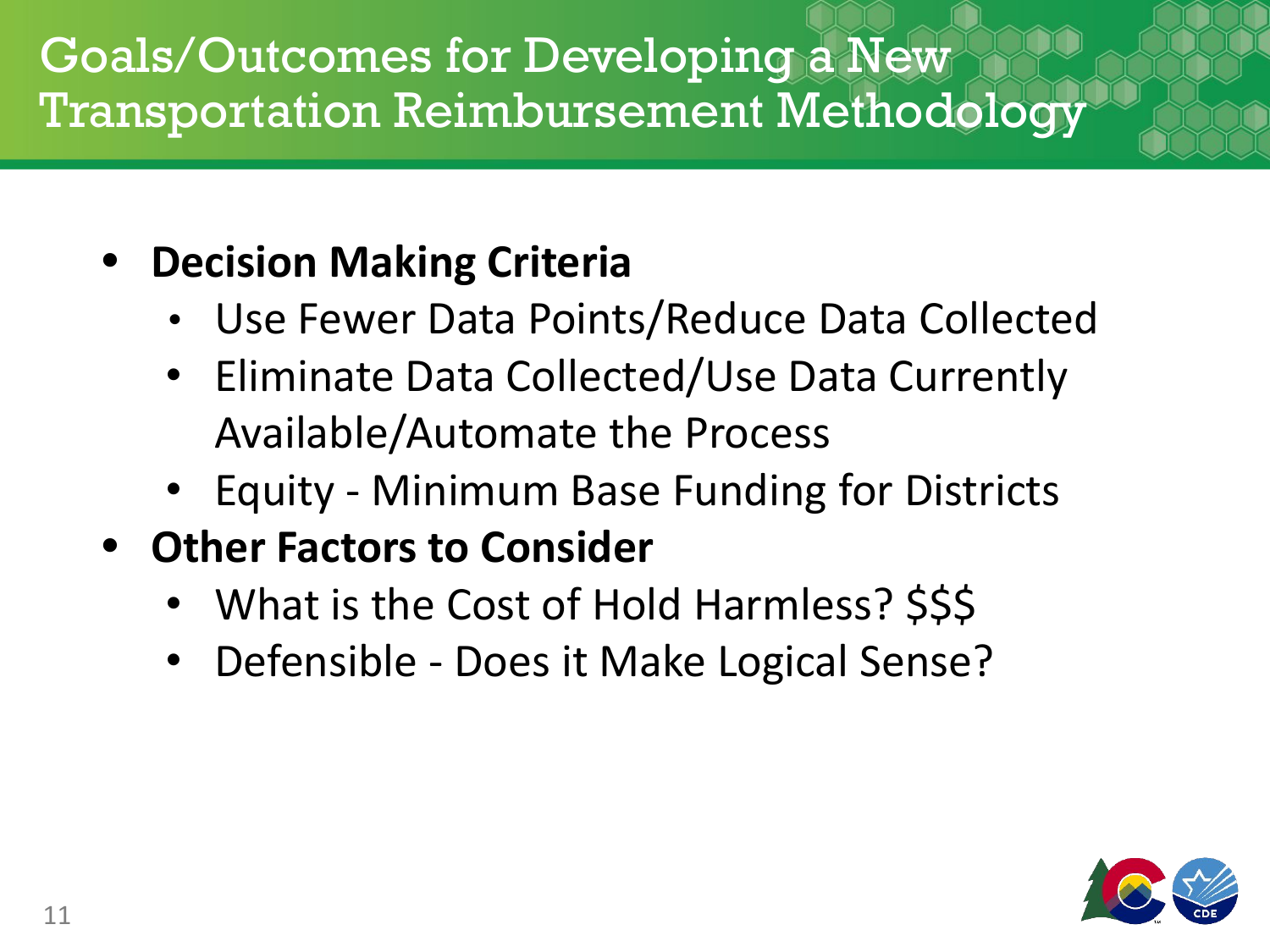# Goals/Outcomes for Developing a New Transportation Reimbursement Methodology

- **Decision Making Criteria**
  - Use Fewer Data Points/Reduce Data Collected
  - Eliminate Data Collected/Use Data Currently Available/Automate the Process
  - Equity - Minimum Base Funding for Districts
- **Other Factors to Consider**
  - What is the Cost of Hold Harmless? $$$
  - Defensible - Does it Make Logical Sense?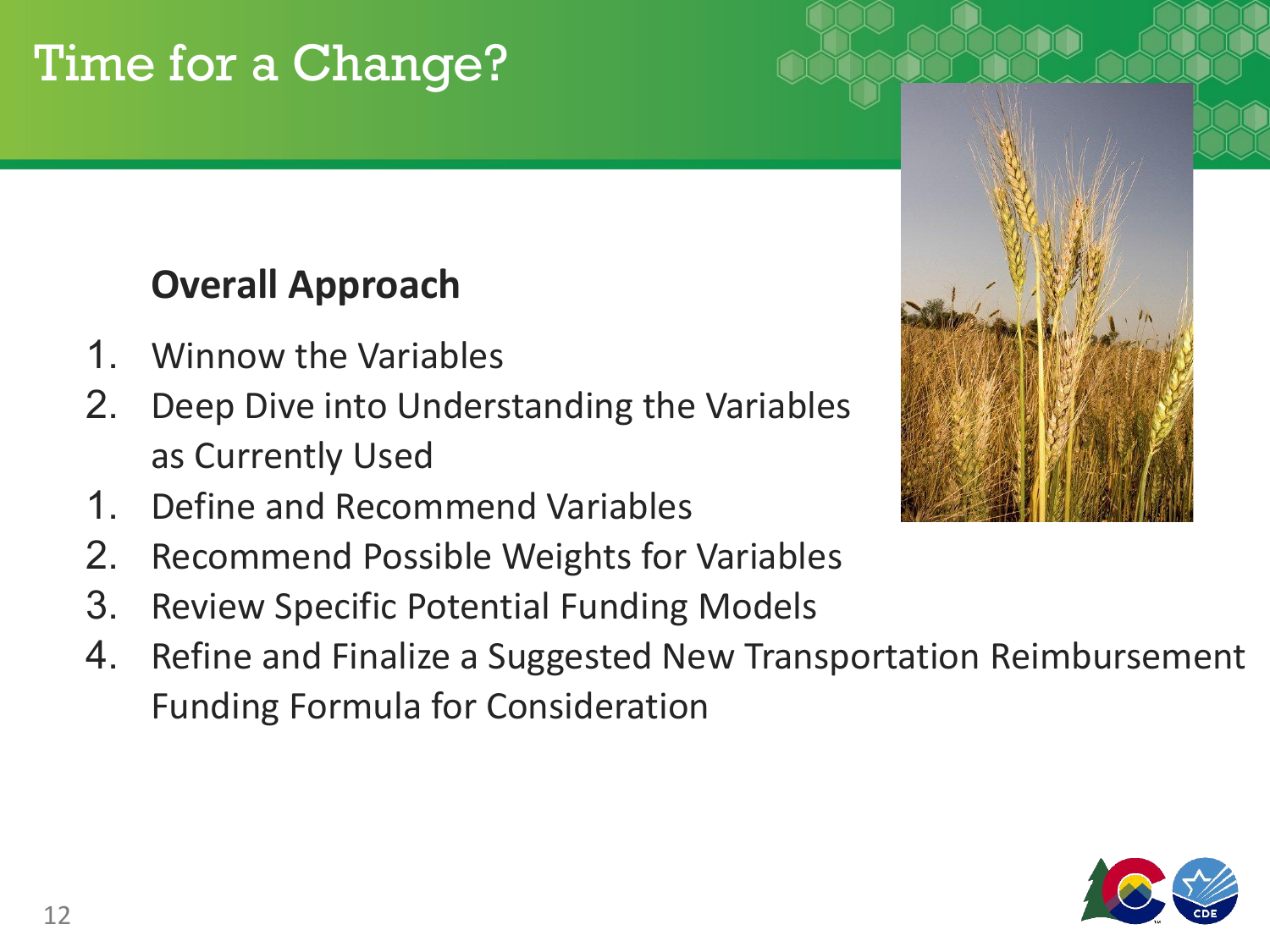# Time for a Change?

**Overall Approach**

1. Winnow the Variables
2. Deep Dive into Understanding the Variables as Currently Used
1. Define and Recommend Variables
2. Recommend Possible Weights for Variables
3. Review Specific Potential Funding Models
4. Refine and Finalize a Suggested New Transportation Reimbursement Funding Formula for Consideration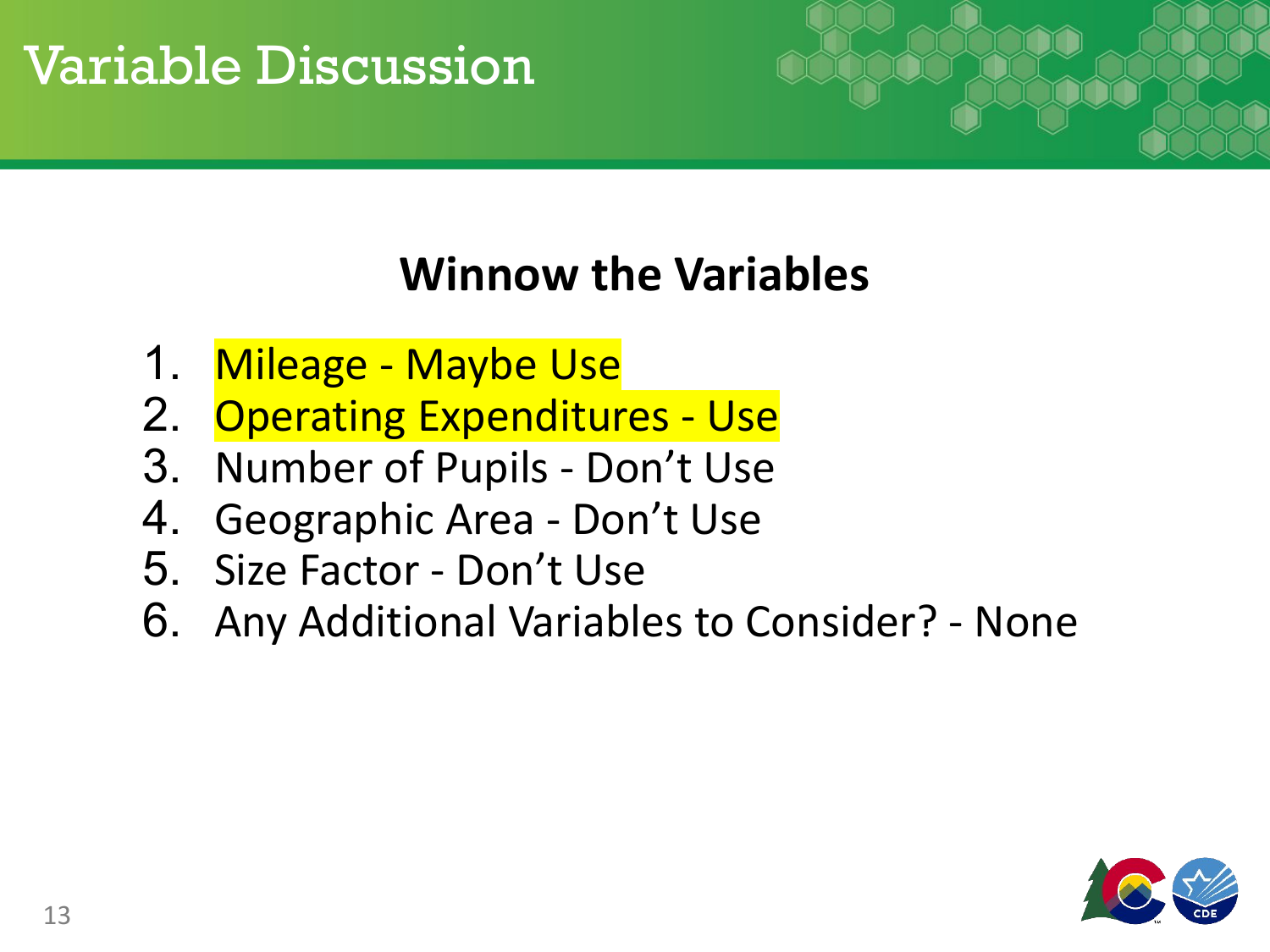# Variable Discussion

## Winnow the Variables

1. Mileage - Maybe Use
2. Operating Expenditures - Use
3. Number of Pupils - Don't Use
4. Geographic Area - Don't Use
5. Size Factor - Don't Use
6. Any Additional Variables to Consider? - None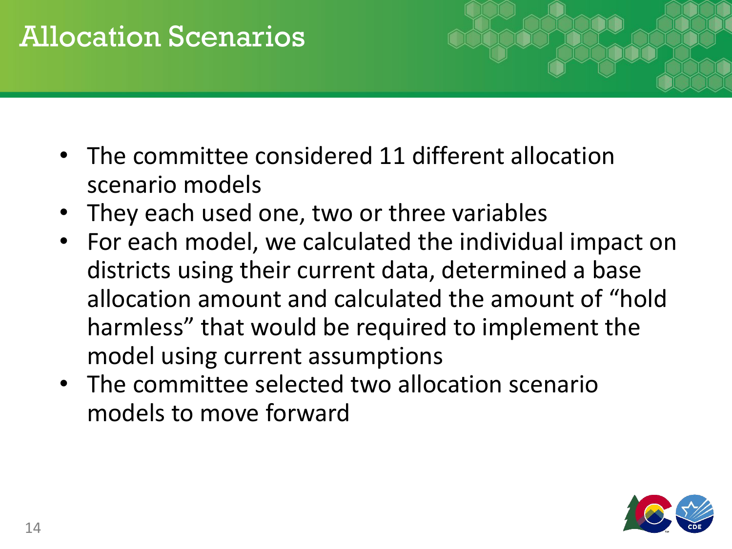# Allocation Scenarios

- The committee considered 11 different allocation scenario models
- They each used one, two or three variables
- For each model, we calculated the individual impact on districts using their current data, determined a base allocation amount and calculated the amount of "hold harmless" that would be required to implement the model using current assumptions
- The committee selected two allocation scenario models to move forward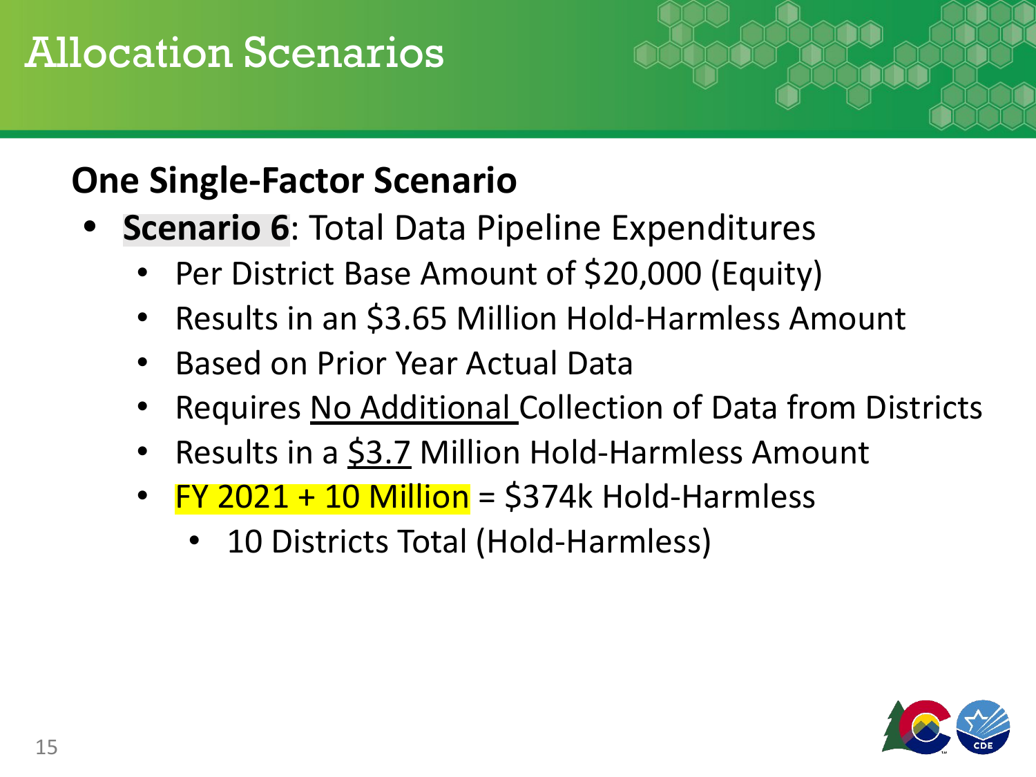# Allocation Scenarios

## One Single-Factor Scenario

- **Scenario 6**: Total Data Pipeline Expenditures
  - Per District Base Amount of $20,000 (Equity)
  - Results in an $3.65 Million Hold-Harmless Amount
  - Based on Prior Year Actual Data
  - Requires No Additional Collection of Data from Districts
  - Results in a $3.7 Million Hold-Harmless Amount
  - FY 2021 + 10 Million = $374k Hold-Harmless
    - 10 Districts Total (Hold-Harmless)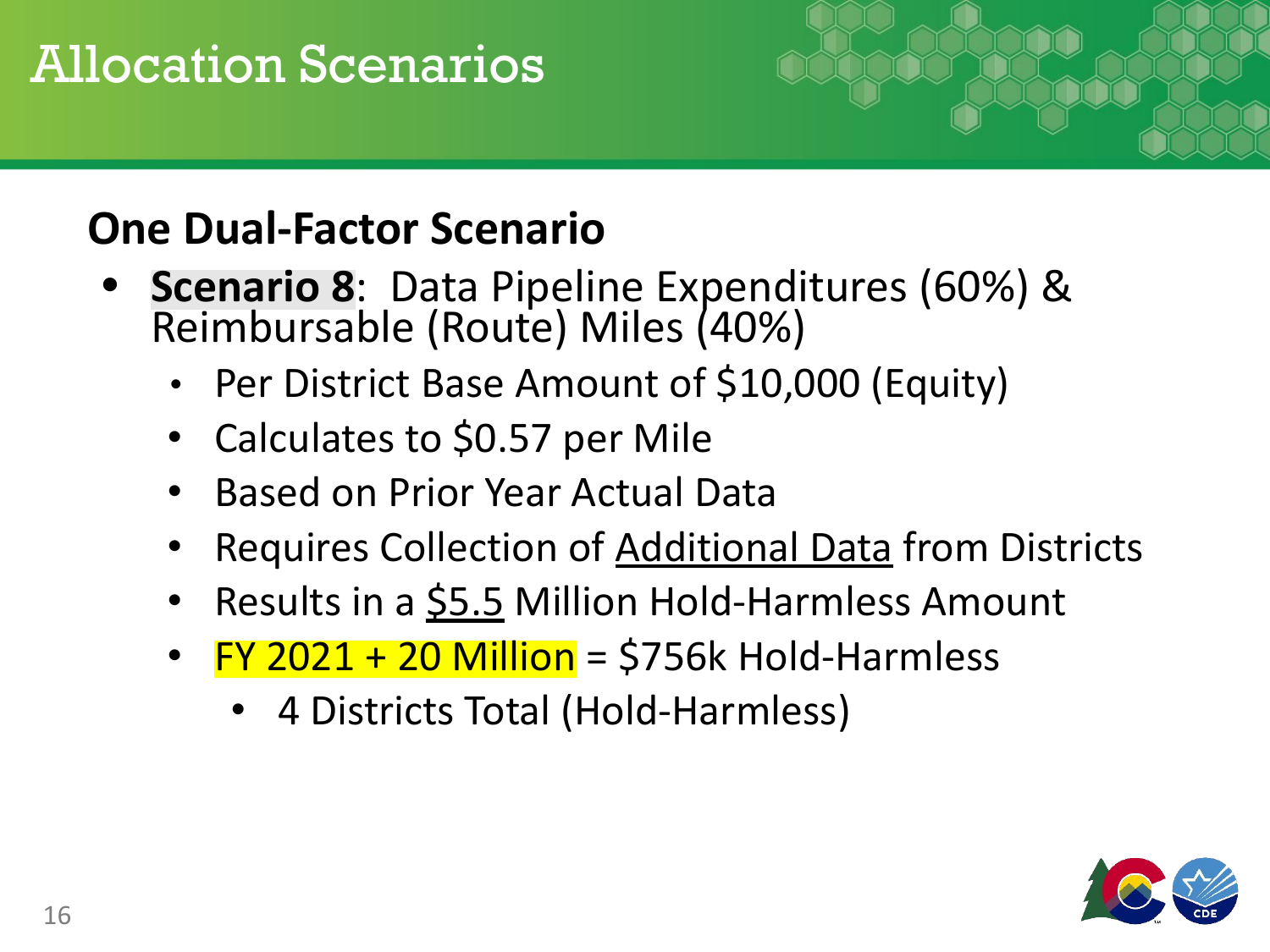# Allocation Scenarios

## One Dual-Factor Scenario

- **Scenario 8**: Data Pipeline Expenditures (60%) & Reimbursable (Route) Miles (40%)
  - Per District Base Amount of $10,000 (Equity)
  - Calculates to $0.57 per Mile
  - Based on Prior Year Actual Data
  - Requires Collection of Additional Data from Districts
  - Results in a $5.5 Million Hold-Harmless Amount
  - FY 2021 + 20 Million = $756k Hold-Harmless
    - 4 Districts Total (Hold-Harmless)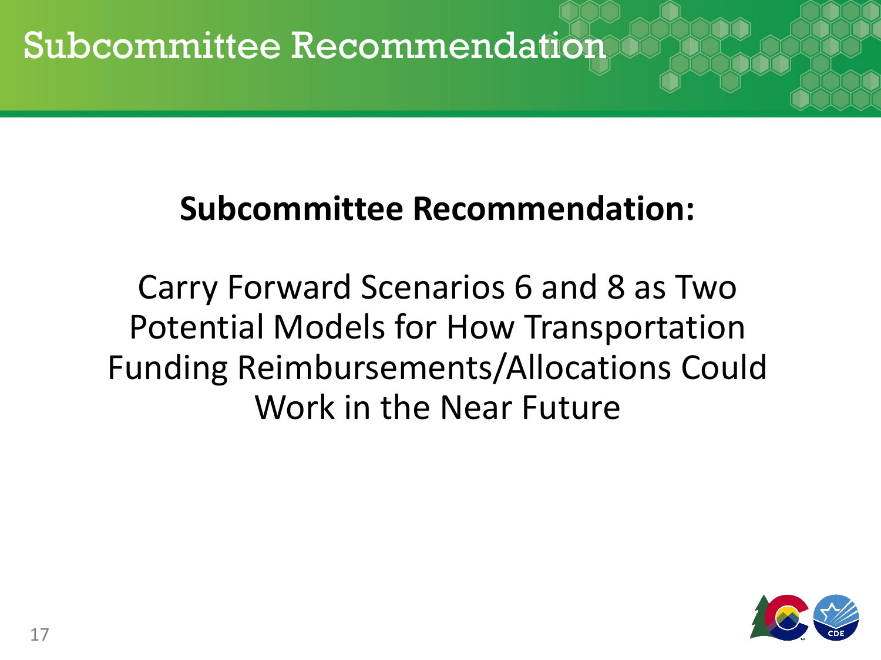# Subcommittee Recommendation

**Subcommittee Recommendation:**

Carry Forward Scenarios 6 and 8 as Two Potential Models for How Transportation Funding Reimbursements/Allocations Could Work in the Near Future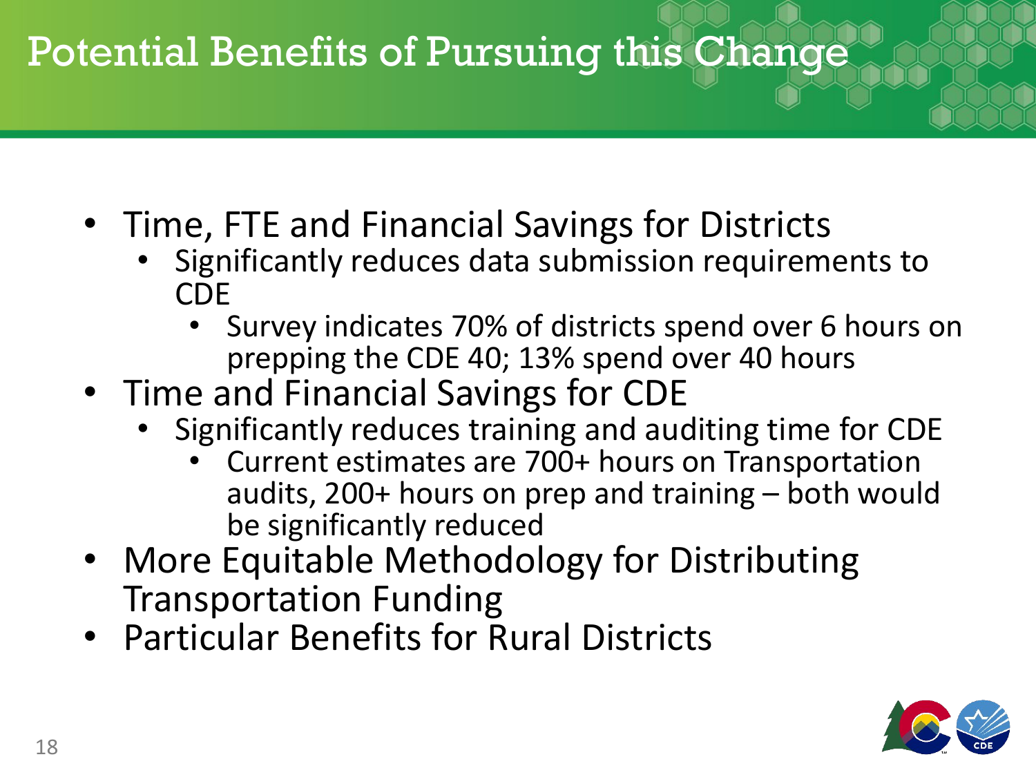# Potential Benefits of Pursuing this Change

- Time, FTE and Financial Savings for Districts
  - Significantly reduces data submission requirements to CDE
    - Survey indicates 70% of districts spend over 6 hours on prepping the CDE 40; 13% spend over 40 hours
- Time and Financial Savings for CDE
  - Significantly reduces training and auditing time for CDE
    - Current estimates are 700+ hours on Transportation audits, 200+ hours on prep and training – both would be significantly reduced
- More Equitable Methodology for Distributing Transportation Funding
- Particular Benefits for Rural Districts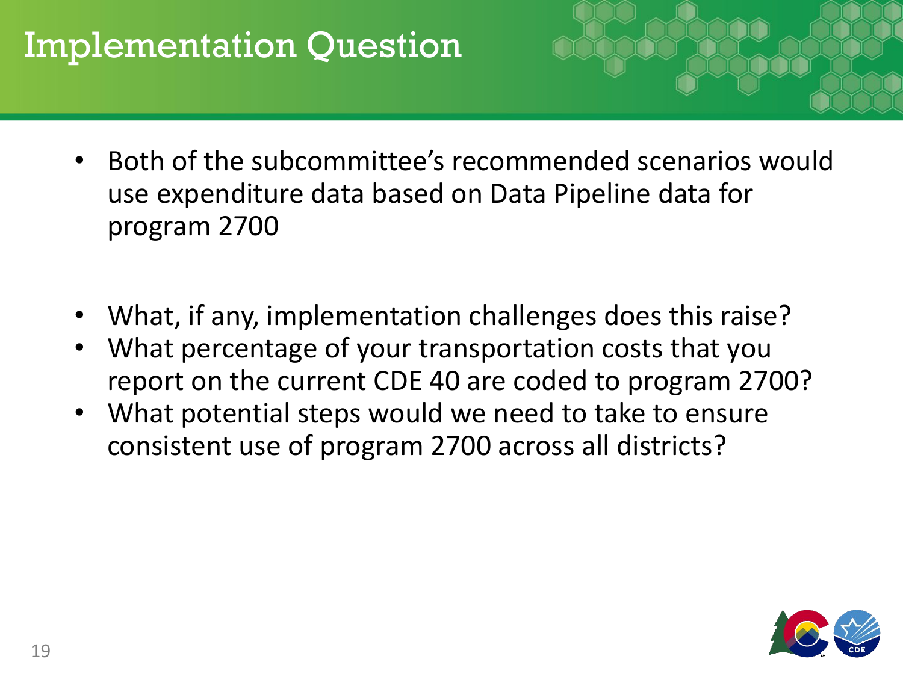# Implementation Question

- Both of the subcommittee's recommended scenarios would use expenditure data based on Data Pipeline data for program 2700

- What, if any, implementation challenges does this raise?
- What percentage of your transportation costs that you report on the current CDE 40 are coded to program 2700?
- What potential steps would we need to take to ensure consistent use of program 2700 across all districts?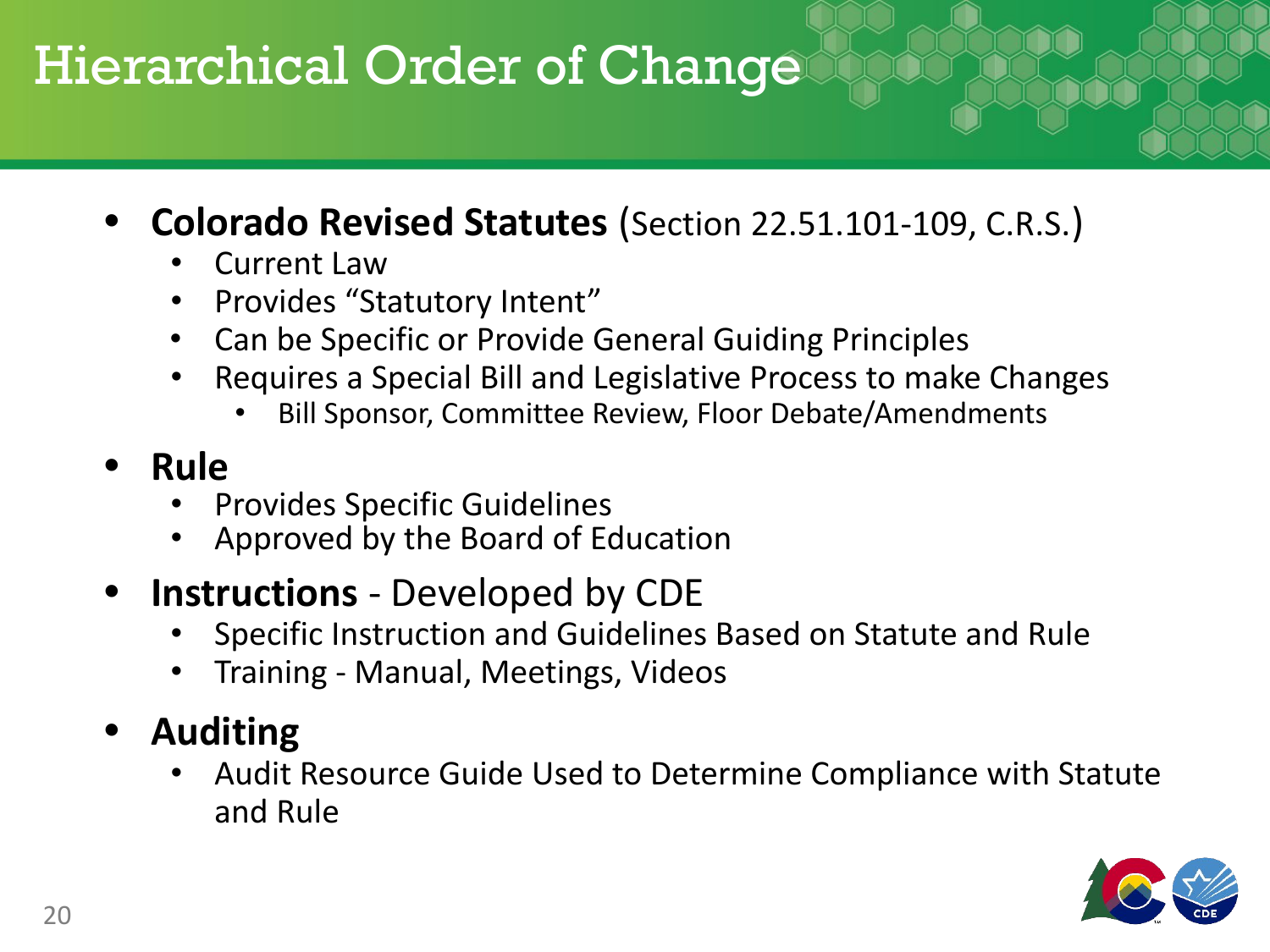# Hierarchical Order of Change

- **Colorado Revised Statutes** (Section 22.51.101-109, C.R.S.)
  - Current Law
  - Provides "Statutory Intent"
  - Can be Specific or Provide General Guiding Principles
  - Requires a Special Bill and Legislative Process to make Changes
    - Bill Sponsor, Committee Review, Floor Debate/Amendments
- **Rule**
  - Provides Specific Guidelines
  - Approved by the Board of Education
- **Instructions** - Developed by CDE
  - Specific Instruction and Guidelines Based on Statute and Rule
  - Training - Manual, Meetings, Videos
- **Auditing**
  - Audit Resource Guide Used to Determine Compliance with Statute and Rule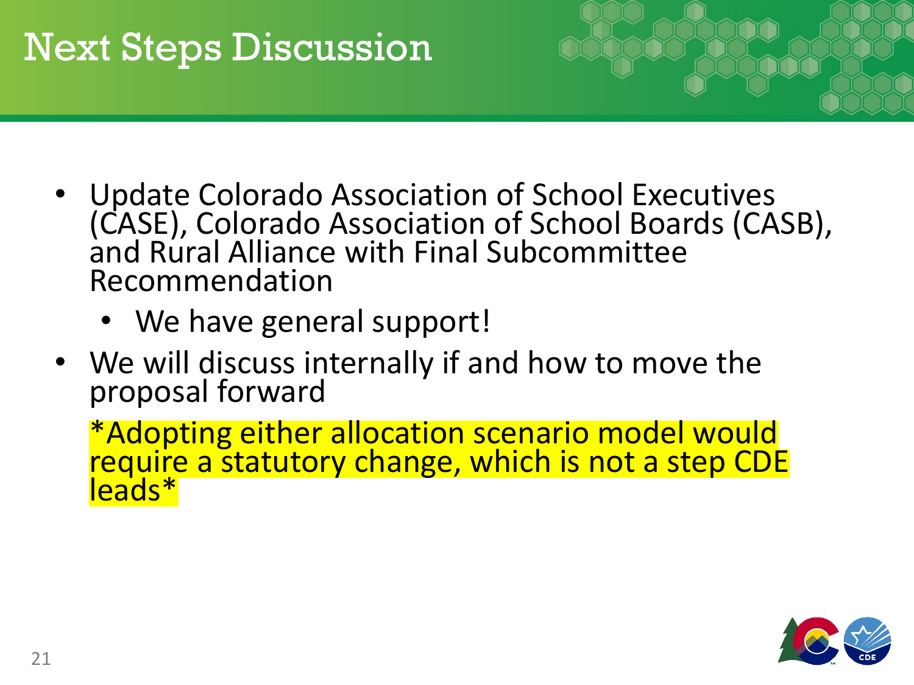# Next Steps Discussion

- Update Colorado Association of School Executives (CASE), Colorado Association of School Boards (CASB), and Rural Alliance with Final Subcommittee Recommendation
  - We have general support!
- We will discuss internally if and how to move the proposal forward

  *Adopting either allocation scenario model would require a statutory change, which is not a step CDE leads*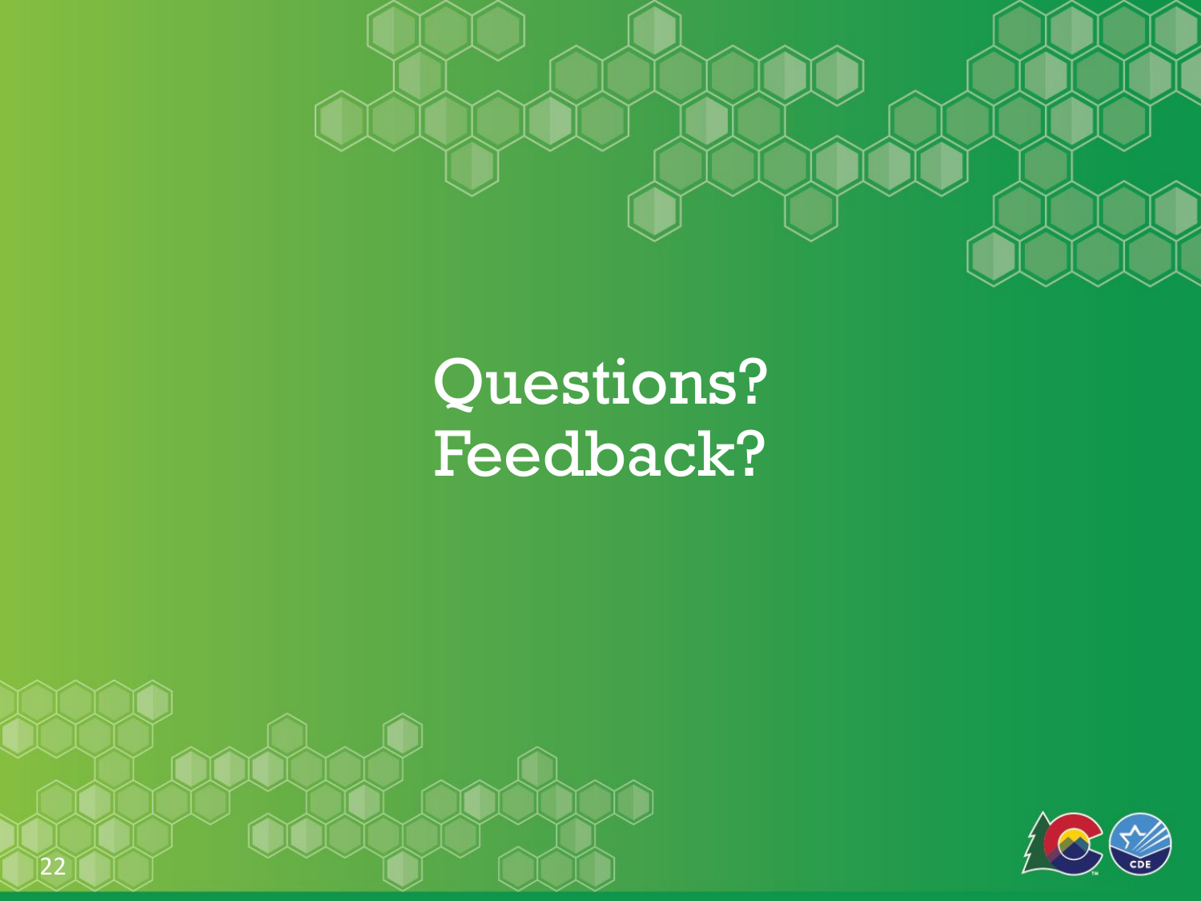# Questions?
# Feedback?